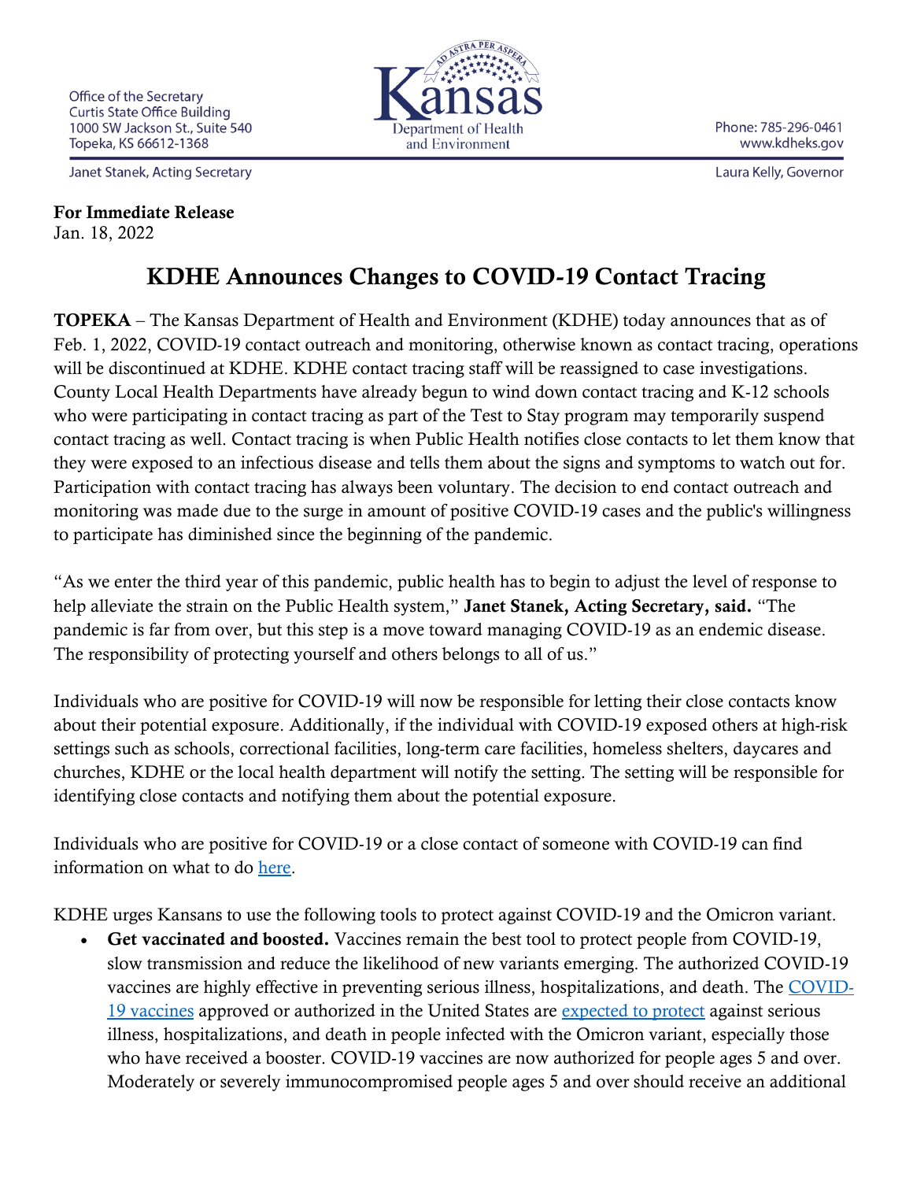Office of the Secretary
Curtis State Office Building
1000 SW Jackson St., Suite 540
Topeka, KS 66612-1368

Janet Stanek, Acting Secretary

Kansas
Department of Health and Environment

Phone: 785-296-0461
www.kdheks.gov

Laura Kelly, Governor

**For Immediate Release**
Jan. 18, 2022

# KDHE Announces Changes to COVID-19 Contact Tracing

**TOPEKA** – The Kansas Department of Health and Environment (KDHE) today announces that as of Feb. 1, 2022, COVID-19 contact outreach and monitoring, otherwise known as contact tracing, operations will be discontinued at KDHE. KDHE contact tracing staff will be reassigned to case investigations. County Local Health Departments have already begun to wind down contact tracing and K-12 schools who were participating in contact tracing as part of the Test to Stay program may temporarily suspend contact tracing as well. Contact tracing is when Public Health notifies close contacts to let them know that they were exposed to an infectious disease and tells them about the signs and symptoms to watch out for. Participation with contact tracing has always been voluntary. The decision to end contact outreach and monitoring was made due to the surge in amount of positive COVID-19 cases and the public's willingness to participate has diminished since the beginning of the pandemic.

"As we enter the third year of this pandemic, public health has to begin to adjust the level of response to help alleviate the strain on the Public Health system," **Janet Stanek, Acting Secretary, said.** "The pandemic is far from over, but this step is a move toward managing COVID-19 as an endemic disease. The responsibility of protecting yourself and others belongs to all of us."

Individuals who are positive for COVID-19 will now be responsible for letting their close contacts know about their potential exposure. Additionally, if the individual with COVID-19 exposed others at high-risk settings such as schools, correctional facilities, long-term care facilities, homeless shelters, daycares and churches, KDHE or the local health department will notify the setting. The setting will be responsible for identifying close contacts and notifying them about the potential exposure.

Individuals who are positive for COVID-19 or a close contact of someone with COVID-19 can find information on what to do here.

KDHE urges Kansans to use the following tools to protect against COVID-19 and the Omicron variant.

- **Get vaccinated and boosted.** Vaccines remain the best tool to protect people from COVID-19, slow transmission and reduce the likelihood of new variants emerging. The authorized COVID-19 vaccines are highly effective in preventing serious illness, hospitalizations, and death. The COVID-19 vaccines approved or authorized in the United States are expected to protect against serious illness, hospitalizations, and death in people infected with the Omicron variant, especially those who have received a booster. COVID-19 vaccines are now authorized for people ages 5 and over. Moderately or severely immunocompromised people ages 5 and over should receive an additional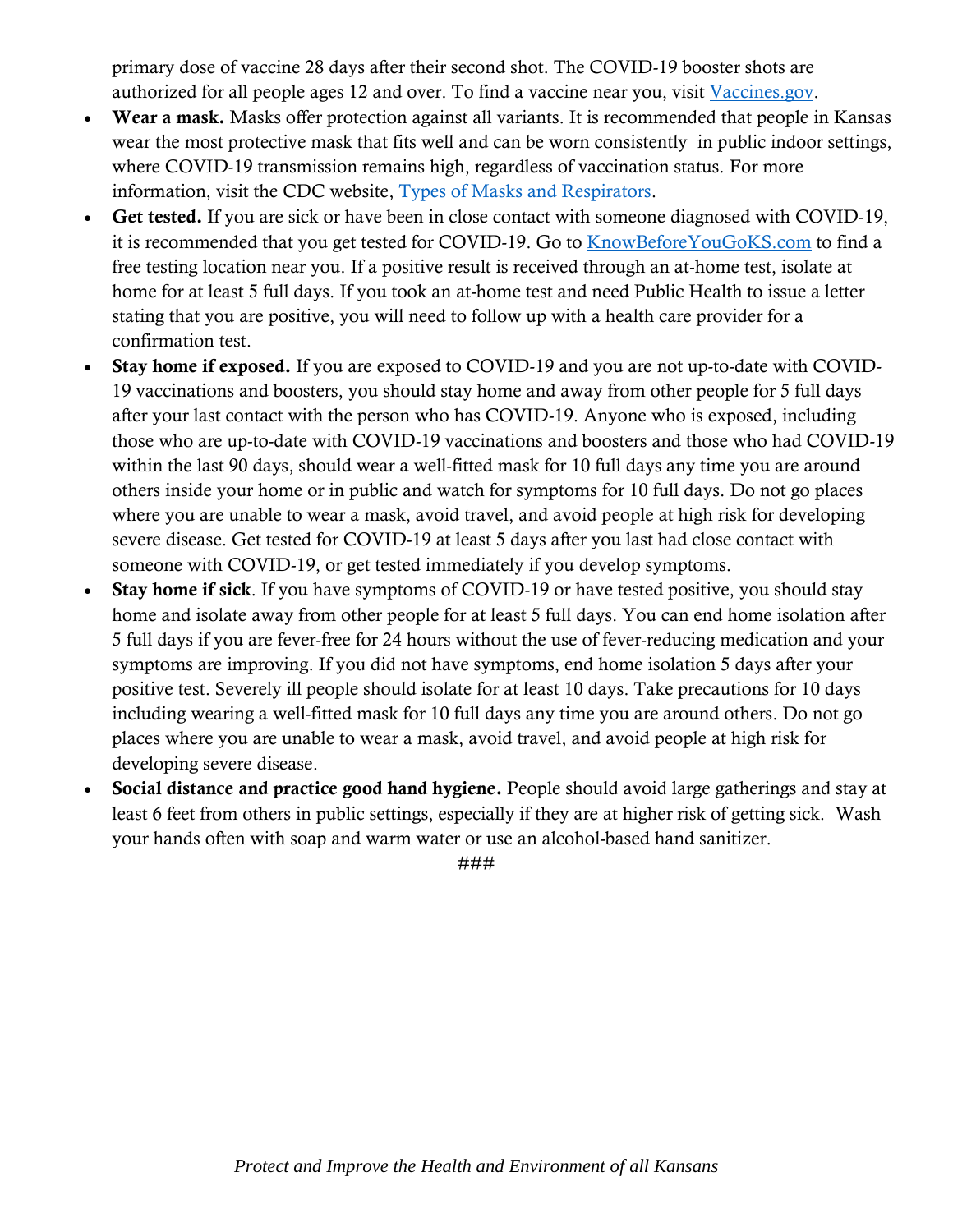primary dose of vaccine 28 days after their second shot. The COVID-19 booster shots are authorized for all people ages 12 and over. To find a vaccine near you, visit [Vaccines.gov](Vaccines.gov).

- **Wear a mask.** Masks offer protection against all variants. It is recommended that people in Kansas wear the most protective mask that fits well and can be worn consistently in public indoor settings, where COVID-19 transmission remains high, regardless of vaccination status. For more information, visit the CDC website, Types of Masks and Respirators.
- **Get tested.** If you are sick or have been in close contact with someone diagnosed with COVID-19, it is recommended that you get tested for COVID-19. Go to KnowBeforeYouGoKS.com to find a free testing location near you. If a positive result is received through an at-home test, isolate at home for at least 5 full days. If you took an at-home test and need Public Health to issue a letter stating that you are positive, you will need to follow up with a health care provider for a confirmation test.
- **Stay home if exposed.** If you are exposed to COVID-19 and you are not up-to-date with COVID-19 vaccinations and boosters, you should stay home and away from other people for 5 full days after your last contact with the person who has COVID-19. Anyone who is exposed, including those who are up-to-date with COVID-19 vaccinations and boosters and those who had COVID-19 within the last 90 days, should wear a well-fitted mask for 10 full days any time you are around others inside your home or in public and watch for symptoms for 10 full days. Do not go places where you are unable to wear a mask, avoid travel, and avoid people at high risk for developing severe disease. Get tested for COVID-19 at least 5 days after you last had close contact with someone with COVID-19, or get tested immediately if you develop symptoms.
- **Stay home if sick**. If you have symptoms of COVID-19 or have tested positive, you should stay home and isolate away from other people for at least 5 full days. You can end home isolation after 5 full days if you are fever-free for 24 hours without the use of fever-reducing medication and your symptoms are improving. If you did not have symptoms, end home isolation 5 days after your positive test. Severely ill people should isolate for at least 10 days. Take precautions for 10 days including wearing a well-fitted mask for 10 full days any time you are around others. Do not go places where you are unable to wear a mask, avoid travel, and avoid people at high risk for developing severe disease.
- **Social distance and practice good hand hygiene.** People should avoid large gatherings and stay at least 6 feet from others in public settings, especially if they are at higher risk of getting sick. Wash your hands often with soap and warm water or use an alcohol-based hand sanitizer.

###

*Protect and Improve the Health and Environment of all Kansans*